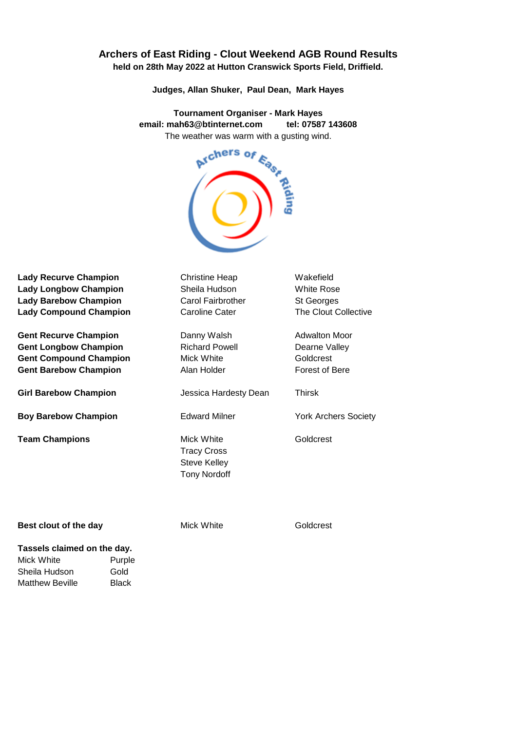# Archers of East Riding - Clout Weekend AGB Round Results

**held on 28th May 2022 at Hutton Cranswick Sports Field, Driffield.**

**Judges, Allan Shuker, Paul Dean, Mark Hayes**

**Tournament Organiser - Mark Hayes**
**email: mah63@btinternet.com tel: 07587 143608**

The weather was warm with a gusting wind.

| | | |
|---|---|---|
| **Lady Recurve Champion** | Christine Heap | Wakefield |
| **Lady Longbow Champion** | Sheila Hudson | White Rose |
| **Lady Barebow Champion** | Carol Fairbrother | St Georges |
| **Lady Compound Champion** | Caroline Cater | The Clout Collective |
| **Gent Recurve Champion** | Danny Walsh | Adwalton Moor |
| **Gent Longbow Champion** | Richard Powell | Dearne Valley |
| **Gent Compound Champion** | Mick White | Goldcrest |
| **Gent Barebow Champion** | Alan Holder | Forest of Bere |
| **Girl Barebow Champion** | Jessica Hardesty Dean | Thirsk |
| **Boy Barebow Champion** | Edward Milner | York Archers Society |
| **Team Champions** | Mick White | Goldcrest |
| | Tracy Cross | |
| | Steve Kelley | |
| | Tony Nordoff | |
| **Best clout of the day** | Mick White | Goldcrest |

**Tassels claimed on the day.**

| | |
|---|---|
| Mick White | Purple |
| Sheila Hudson | Gold |
| Matthew Beville | Black |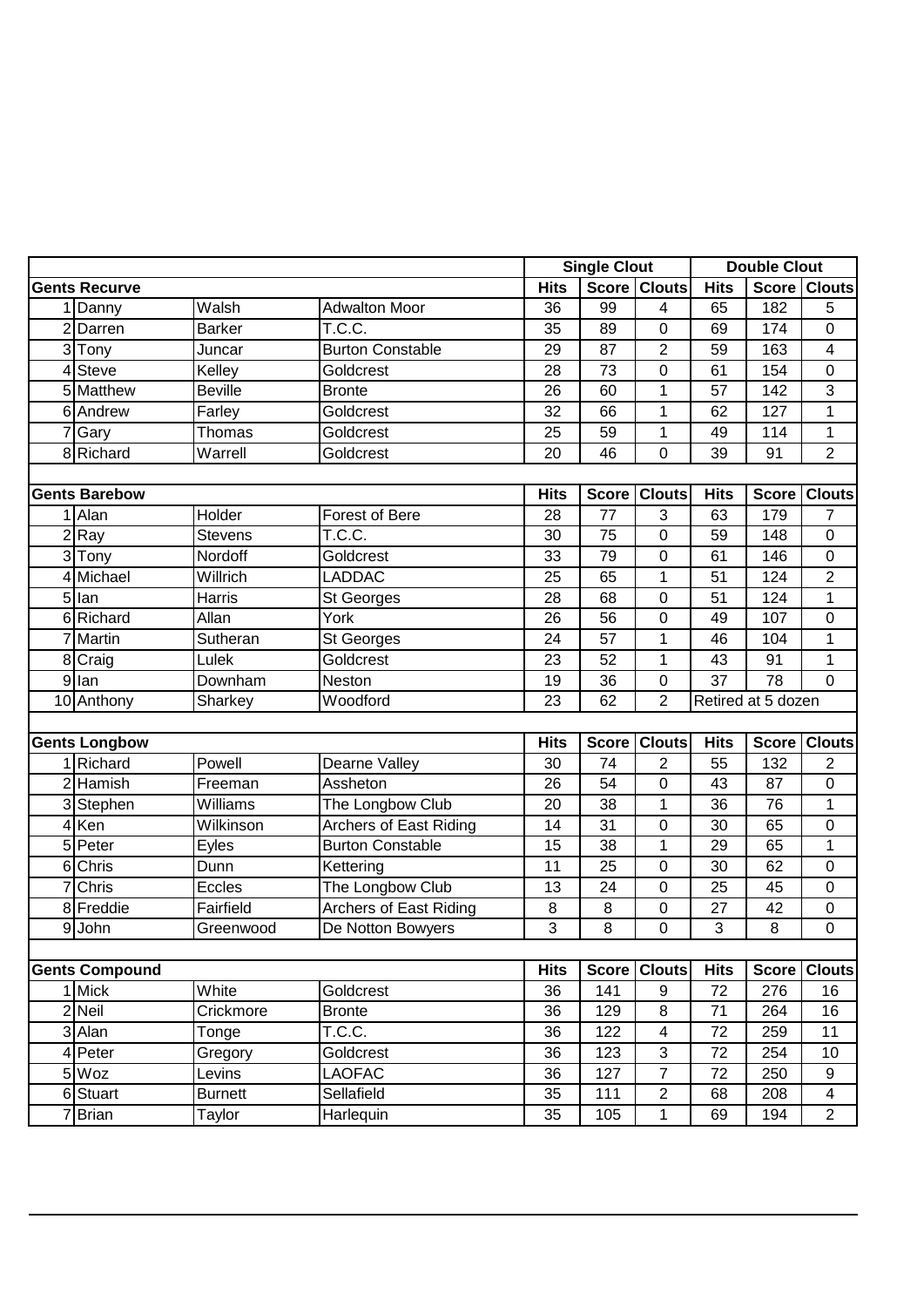| | | | Single Clout | | | Double Clout | | |
|---|---|---|---|---|---|---|---|---|
| **Gents Recurve** | | | **Hits** | **Score** | **Clouts** | **Hits** | **Score** | **Clouts** |
| 1 Danny | Walsh | Adwalton Moor | 36 | 99 | 4 | 65 | 182 | 5 |
| 2 Darren | Barker | T.C.C. | 35 | 89 | 0 | 69 | 174 | 0 |
| 3 Tony | Juncar | Burton Constable | 29 | 87 | 2 | 59 | 163 | 4 |
| 4 Steve | Kelley | Goldcrest | 28 | 73 | 0 | 61 | 154 | 0 |
| 5 Matthew | Beville | Bronte | 26 | 60 | 1 | 57 | 142 | 3 |
| 6 Andrew | Farley | Goldcrest | 32 | 66 | 1 | 62 | 127 | 1 |
| 7 Gary | Thomas | Goldcrest | 25 | 59 | 1 | 49 | 114 | 1 |
| 8 Richard | Warrell | Goldcrest | 20 | 46 | 0 | 39 | 91 | 2 |
| | | | | | | | | |
| **Gents Barebow** | | | **Hits** | **Score** | **Clouts** | **Hits** | **Score** | **Clouts** |
| 1 Alan | Holder | Forest of Bere | 28 | 77 | 3 | 63 | 179 | 7 |
| 2 Ray | Stevens | T.C.C. | 30 | 75 | 0 | 59 | 148 | 0 |
| 3 Tony | Nordoff | Goldcrest | 33 | 79 | 0 | 61 | 146 | 0 |
| 4 Michael | Willrich | LADDAC | 25 | 65 | 1 | 51 | 124 | 2 |
| 5 Ian | Harris | St Georges | 28 | 68 | 0 | 51 | 124 | 1 |
| 6 Richard | Allan | York | 26 | 56 | 0 | 49 | 107 | 0 |
| 7 Martin | Sutheran | St Georges | 24 | 57 | 1 | 46 | 104 | 1 |
| 8 Craig | Lulek | Goldcrest | 23 | 52 | 1 | 43 | 91 | 1 |
| 9 Ian | Downham | Neston | 19 | 36 | 0 | 37 | 78 | 0 |
| 10 Anthony | Sharkey | Woodford | 23 | 62 | 2 | Retired at 5 dozen | | |
| | | | | | | | | |
| **Gents Longbow** | | | **Hits** | **Score** | **Clouts** | **Hits** | **Score** | **Clouts** |
| 1 Richard | Powell | Dearne Valley | 30 | 74 | 2 | 55 | 132 | 2 |
| 2 Hamish | Freeman | Assheton | 26 | 54 | 0 | 43 | 87 | 0 |
| 3 Stephen | Williams | The Longbow Club | 20 | 38 | 1 | 36 | 76 | 1 |
| 4 Ken | Wilkinson | Archers of East Riding | 14 | 31 | 0 | 30 | 65 | 0 |
| 5 Peter | Eyles | Burton Constable | 15 | 38 | 1 | 29 | 65 | 1 |
| 6 Chris | Dunn | Kettering | 11 | 25 | 0 | 30 | 62 | 0 |
| 7 Chris | Eccles | The Longbow Club | 13 | 24 | 0 | 25 | 45 | 0 |
| 8 Freddie | Fairfield | Archers of East Riding | 8 | 8 | 0 | 27 | 42 | 0 |
| 9 John | Greenwood | De Notton Bowyers | 3 | 8 | 0 | 3 | 8 | 0 |
| | | | | | | | | |
| **Gents Compound** | | | **Hits** | **Score** | **Clouts** | **Hits** | **Score** | **Clouts** |
| 1 Mick | White | Goldcrest | 36 | 141 | 9 | 72 | 276 | 16 |
| 2 Neil | Crickmore | Bronte | 36 | 129 | 8 | 71 | 264 | 16 |
| 3 Alan | Tonge | T.C.C. | 36 | 122 | 4 | 72 | 259 | 11 |
| 4 Peter | Gregory | Goldcrest | 36 | 123 | 3 | 72 | 254 | 10 |
| 5 Woz | Levins | LAOFAC | 36 | 127 | 7 | 72 | 250 | 9 |
| 6 Stuart | Burnett | Sellafield | 35 | 111 | 2 | 68 | 208 | 4 |
| 7 Brian | Taylor | Harlequin | 35 | 105 | 1 | 69 | 194 | 2 |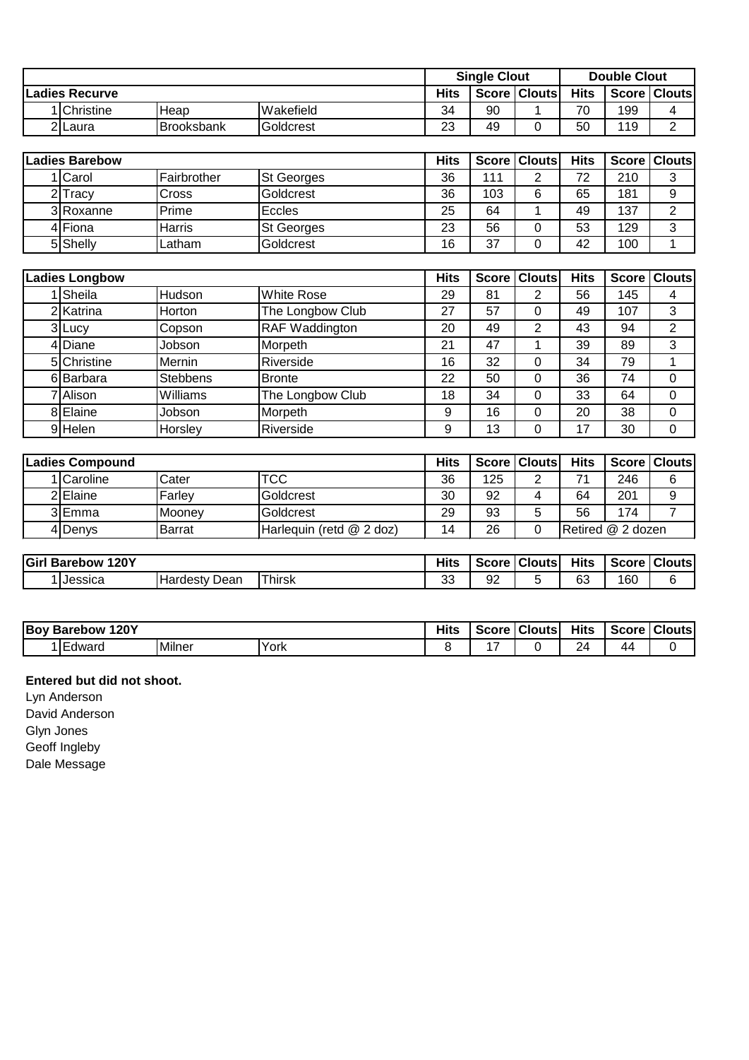| | | | | Single Clout | | | Double Clout | | |
|---|---|---|---|---|---|---|---|---|---|
| **Ladies Recurve** | | | | **Hits** | **Score** | **Clouts** | **Hits** | **Score** | **Clouts** |
| 1 | Christine | Heap | Wakefield | 34 | 90 | 1 | 70 | 199 | 4 |
| 2 | Laura | Brooksbank | Goldcrest | 23 | 49 | 0 | 50 | 119 | 2 |

| **Ladies Barebow** | | | | **Hits** | **Score** | **Clouts** | **Hits** | **Score** | **Clouts** |
|---|---|---|---|---|---|---|---|---|---|
| 1 | Carol | Fairbrother | St Georges | 36 | 111 | 2 | 72 | 210 | 3 |
| 2 | Tracy | Cross | Goldcrest | 36 | 103 | 6 | 65 | 181 | 9 |
| 3 | Roxanne | Prime | Eccles | 25 | 64 | 1 | 49 | 137 | 2 |
| 4 | Fiona | Harris | St Georges | 23 | 56 | 0 | 53 | 129 | 3 |
| 5 | Shelly | Latham | Goldcrest | 16 | 37 | 0 | 42 | 100 | 1 |

| **Ladies Longbow** | | | | **Hits** | **Score** | **Clouts** | **Hits** | **Score** | **Clouts** |
|---|---|---|---|---|---|---|---|---|---|
| 1 | Sheila | Hudson | White Rose | 29 | 81 | 2 | 56 | 145 | 4 |
| 2 | Katrina | Horton | The Longbow Club | 27 | 57 | 0 | 49 | 107 | 3 |
| 3 | Lucy | Copson | RAF Waddington | 20 | 49 | 2 | 43 | 94 | 2 |
| 4 | Diane | Jobson | Morpeth | 21 | 47 | 1 | 39 | 89 | 3 |
| 5 | Christine | Mernin | Riverside | 16 | 32 | 0 | 34 | 79 | 1 |
| 6 | Barbara | Stebbens | Bronte | 22 | 50 | 0 | 36 | 74 | 0 |
| 7 | Alison | Williams | The Longbow Club | 18 | 34 | 0 | 33 | 64 | 0 |
| 8 | Elaine | Jobson | Morpeth | 9 | 16 | 0 | 20 | 38 | 0 |
| 9 | Helen | Horsley | Riverside | 9 | 13 | 0 | 17 | 30 | 0 |

| **Ladies Compound** | | | | **Hits** | **Score** | **Clouts** | **Hits** | **Score** | **Clouts** |
|---|---|---|---|---|---|---|---|---|---|
| 1 | Caroline | Cater | TCC | 36 | 125 | 2 | 71 | 246 | 6 |
| 2 | Elaine | Farley | Goldcrest | 30 | 92 | 4 | 64 | 201 | 9 |
| 3 | Emma | Mooney | Goldcrest | 29 | 93 | 5 | 56 | 174 | 7 |
| 4 | Denys | Barrat | Harlequin (retd @ 2 doz) | 14 | 26 | 0 | Retired @ 2 dozen | | |

| **Girl Barebow 120Y** | | | | **Hits** | **Score** | **Clouts** | **Hits** | **Score** | **Clouts** |
|---|---|---|---|---|---|---|---|---|---|
| 1 | Jessica | Hardesty Dean | Thirsk | 33 | 92 | 5 | 63 | 160 | 6 |

| **Boy Barebow 120Y** | | | | **Hits** | **Score** | **Clouts** | **Hits** | **Score** | **Clouts** |
|---|---|---|---|---|---|---|---|---|---|
| 1 | Edward | Milner | York | 8 | 17 | 0 | 24 | 44 | 0 |

**Entered but did not shoot.**

Lyn Anderson
David Anderson
Glyn Jones
Geoff Ingleby
Dale Message